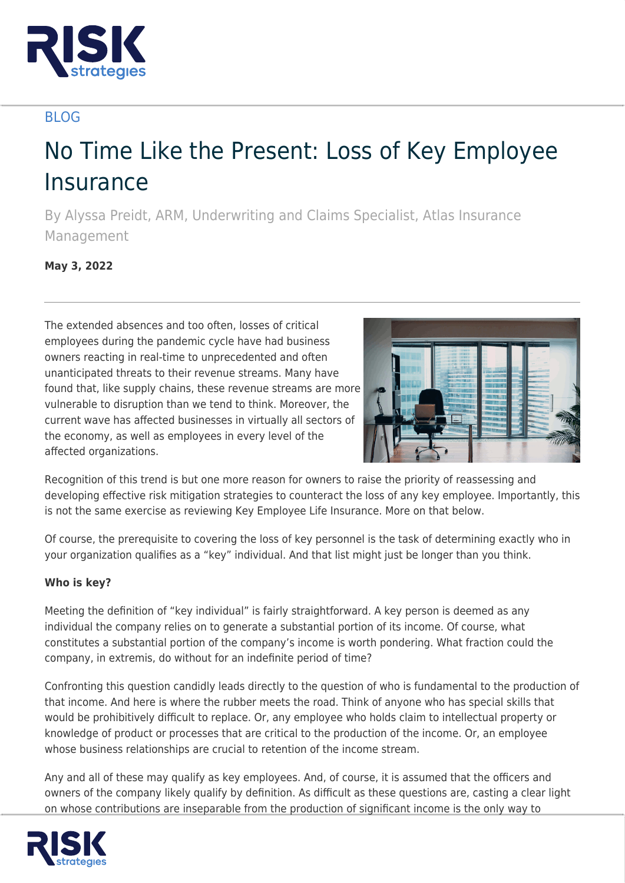BLOG

# No Time Like the Present: Loss of Key Employee Insurance

By Alyssa Preidt, ARM, Underwriting and Claims Specialist, Atlas Insurance Management

**May 3, 2022**

The extended absences and too often, losses of critical employees during the pandemic cycle have had business owners reacting in real-time to unprecedented and often unanticipated threats to their revenue streams. Many have found that, like supply chains, these revenue streams are more vulnerable to disruption than we tend to think. Moreover, the current wave has affected businesses in virtually all sectors of the economy, as well as employees in every level of the affected organizations.

Recognition of this trend is but one more reason for owners to raise the priority of reassessing and developing effective risk mitigation strategies to counteract the loss of any key employee. Importantly, this is not the same exercise as reviewing Key Employee Life Insurance. More on that below.

Of course, the prerequisite to covering the loss of key personnel is the task of determining exactly who in your organization qualifies as a "key" individual. And that list might just be longer than you think.

**Who is key?**

Meeting the definition of "key individual" is fairly straightforward. A key person is deemed as any individual the company relies on to generate a substantial portion of its income. Of course, what constitutes a substantial portion of the company's income is worth pondering. What fraction could the company, in extremis, do without for an indefinite period of time?

Confronting this question candidly leads directly to the question of who is fundamental to the production of that income. And here is where the rubber meets the road. Think of anyone who has special skills that would be prohibitively difficult to replace. Or, any employee who holds claim to intellectual property or knowledge of product or processes that are critical to the production of the income. Or, an employee whose business relationships are crucial to retention of the income stream.

Any and all of these may qualify as key employees. And, of course, it is assumed that the officers and owners of the company likely qualify by definition. As difficult as these questions are, casting a clear light on whose contributions are inseparable from the production of significant income is the only way to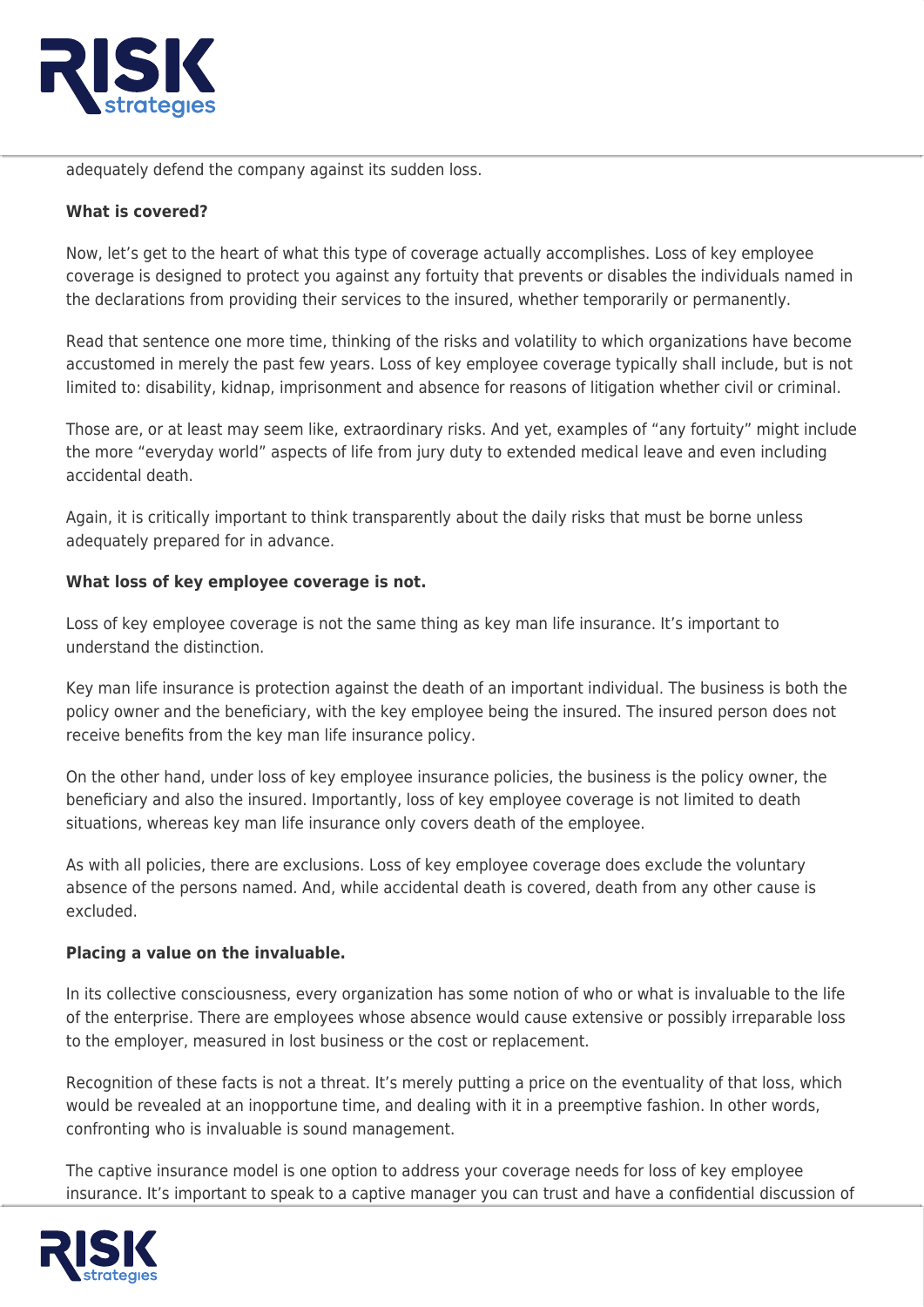adequately defend the company against its sudden loss.

**What is covered?**

Now, let's get to the heart of what this type of coverage actually accomplishes. Loss of key employee coverage is designed to protect you against any fortuity that prevents or disables the individuals named in the declarations from providing their services to the insured, whether temporarily or permanently.

Read that sentence one more time, thinking of the risks and volatility to which organizations have become accustomed in merely the past few years. Loss of key employee coverage typically shall include, but is not limited to: disability, kidnap, imprisonment and absence for reasons of litigation whether civil or criminal.

Those are, or at least may seem like, extraordinary risks. And yet, examples of "any fortuity" might include the more "everyday world" aspects of life from jury duty to extended medical leave and even including accidental death.

Again, it is critically important to think transparently about the daily risks that must be borne unless adequately prepared for in advance.

**What loss of key employee coverage is not.**

Loss of key employee coverage is not the same thing as key man life insurance. It's important to understand the distinction.

Key man life insurance is protection against the death of an important individual. The business is both the policy owner and the beneficiary, with the key employee being the insured. The insured person does not receive benefits from the key man life insurance policy.

On the other hand, under loss of key employee insurance policies, the business is the policy owner, the beneficiary and also the insured. Importantly, loss of key employee coverage is not limited to death situations, whereas key man life insurance only covers death of the employee.

As with all policies, there are exclusions. Loss of key employee coverage does exclude the voluntary absence of the persons named. And, while accidental death is covered, death from any other cause is excluded.

**Placing a value on the invaluable.**

In its collective consciousness, every organization has some notion of who or what is invaluable to the life of the enterprise. There are employees whose absence would cause extensive or possibly irreparable loss to the employer, measured in lost business or the cost or replacement.

Recognition of these facts is not a threat. It's merely putting a price on the eventuality of that loss, which would be revealed at an inopportune time, and dealing with it in a preemptive fashion. In other words, confronting who is invaluable is sound management.

The captive insurance model is one option to address your coverage needs for loss of key employee insurance. It's important to speak to a captive manager you can trust and have a confidential discussion of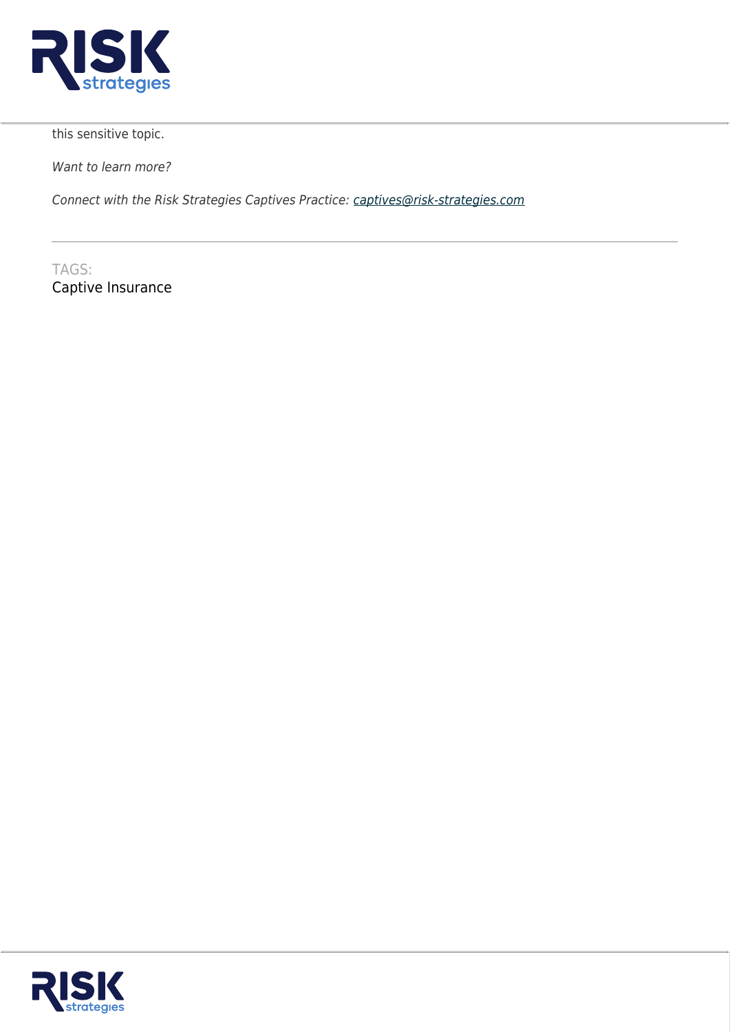this sensitive topic.

*Want to learn more?*

*Connect with the Risk Strategies Captives Practice: captives@risk-strategies.com*

---

TAGS:
Captive Insurance